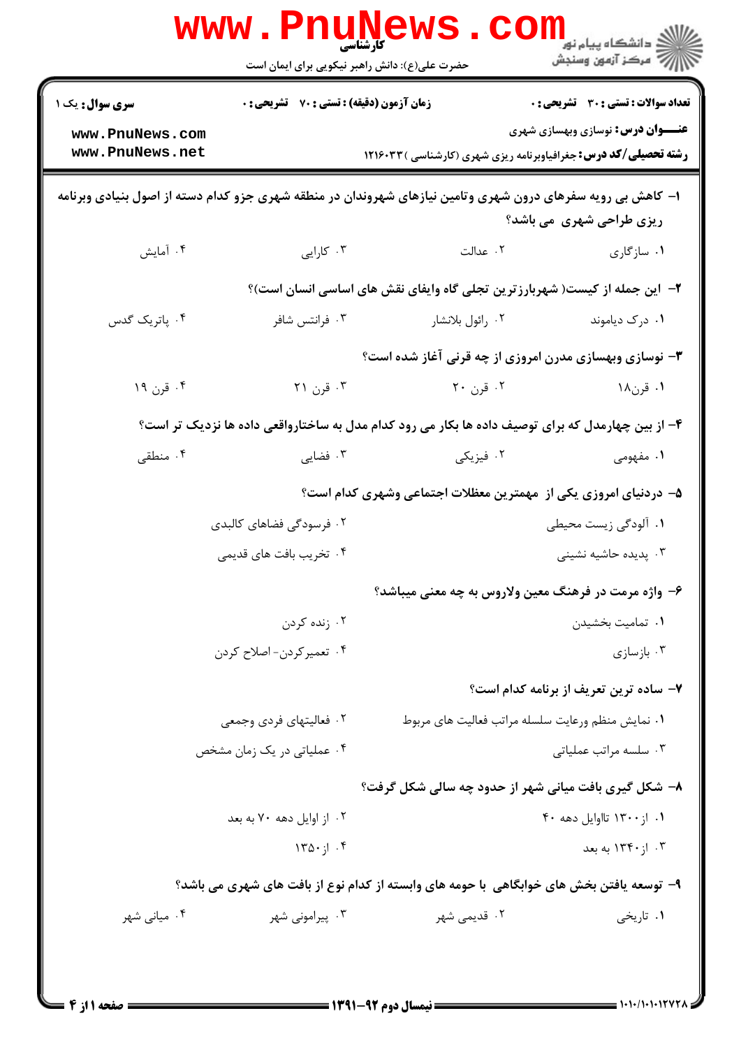کارشناسی

حضرت علی(ع): دانش راهبر نیکویی برای ایمان است

دانشگاه پیام نور
مرکز آزمون وسنجش

**سری سوال:** یک ۱

**زمان آزمون (دقیقه) : تستی : ۷۰ تشریحی : ۰**

**تعداد سوالات : تستی : ۳۰ تشریحی : ۰**

**عنـــوان درس:** نوسازی وبهسازی شهری

**رشته تحصیلی/کد درس:** جغرافیاوبرنامه ریزی شهری (کارشناسی )۱۲۱۶۰۳۳

**۱- کاهش بی رویه سفرهای درون شهری وتامین نیازهای شهروندان در منطقه شهری جزو کدام دسته از اصول بنیادی وبرنامه ریزی طراحی شهری می باشد؟**

۱. سازگاری
۲. عدالت
۳. کارایی
۴. آمایش

**۲- این جمله از کیست( شهربارزترین تجلی گاه وایفای نقش های اساسی انسان است)؟**

۱. درک دیاموند
۲. رائول بلانشار
۳. فرانتس شافر
۴. پاتریک گدس

**۳- نوسازی وبهسازی مدرن امروزی از چه قرنی آغاز شده است؟**

۱. قرن۱۸
۲. قرن ۲۰
۳. قرن ۲۱
۴. قرن ۱۹

**۴- از بین چهارمدل که برای توصیف داده ها بکار می رود کدام مدل به ساختارواقعی داده ها نزدیک تر است؟**

۱. مفهومی
۲. فیزیکی
۳. فضایی
۴. منطقی

**۵- دردنیای امروزی یکی از مهمترین معظلات اجتماعی وشهری کدام است؟**

۱. آلودگی زیست محیطی
۲. فرسودگی فضاهای کالبدی
۳. پدیده حاشیه نشینی
۴. تخریب بافت های قدیمی

**۶- واژه مرمت در فرهنگ معین ولاروس به چه معنی میباشد؟**

۱. تمامیت بخشیدن
۲. زنده کردن
۳. بازسازی
۴. تعمیرکردن- اصلاح کردن

**۷- ساده ترین تعریف از برنامه کدام است؟**

۱. نمایش منظم ورعایت سلسله مراتب فعالیت های مربوط
۲. فعالیتهای فردی وجمعی
۳. سلسه مراتب عملیاتی
۴. عملیاتی در یک زمان مشخص

**۸- شکل گیری بافت میانی شهر از حدود چه سالی شکل گرفت؟**

۱. از۱۳۰۰ تااوایل دهه ۴۰
۲. از اوایل دهه ۷۰ به بعد
۳. از۱۳۴۰ به بعد
۴. از۱۳۵۰

**۹- توسعه یافتن بخش های خوابگاهی با حومه های وابسته از کدام نوع از بافت های شهری می باشد؟**

۱. تاریخی
۲. قدیمی شهر
۳. پیرامونی شهر
۴. میانی شهر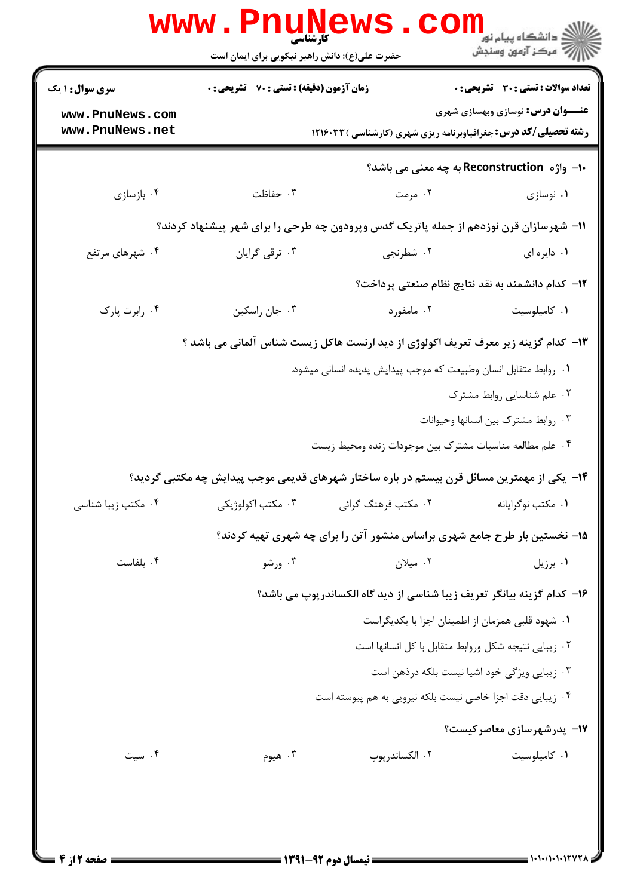۱۰- واژه Reconstruction به چه معنی می باشد؟

۱. نوسازی ۲. مرمت ۳. حفاظت ۴. بازسازی

۱۱- شهرسازان قرن نوزدهم از جمله پاتریک گدس وپرودون چه طرحی را برای شهر پیشنهاد کردند؟

۱. دایره ای ۲. شطرنجی ۳. ترقی گرایان ۴. شهرهای مرتفع

۱۲- کدام دانشمند به نقد نتایج نظام صنعتی پرداخت؟

۱. کامیلوسیت ۲. مامفورد ۳. جان راسکین ۴. رابرت پارک

۱۳- کدام گزینه زیر معرف تعریف اکولوژی از دید ارنست هاکل زیست شناس آلمانی می باشد ؟

۱. روابط متقابل انسان وطبیعت که موجب پیدایش پدیده انسانی میشود.

۲. علم شناسایی روابط مشترک

۳. روابط مشترک بین انسانها وحیوانات

۴. علم مطالعه مناسبات مشترک بین موجودات زنده ومحیط زیست

۱۴- یکی از مهمترین مسائل قرن بیستم در باره ساختار شهرهای قدیمی موجب پیدایش چه مکتبی گردید؟

۱. مکتب نوگرایانه ۲. مکتب فرهنگ گرائی ۳. مکتب اکولوژیکی ۴. مکتب زیبا شناسی

۱۵- نخستین بار طرح جامع شهری براساس منشور آتن را برای چه شهری تهیه کردند؟

۱. برزیل ۲. میلان ۳. ورشو ۴. بلفاست

۱۶- کدام گزینه بیانگر تعریف زیبا شناسی از دید گاه الکساندرپوپ می باشد؟

۱. شهود قلبی همزمان از اطمینان اجزا با یکدیگراست

۲. زیبایی نتیجه شکل وروابط متقابل با کل انسانها است

۳. زیبایی ویژگی خود اشیا نیست بلکه درذهن است

۴. زیبایی دقت اجزا خاصی نیست بلکه نیرویی به هم پیوسته است

۱۷- پدرشهرسازی معاصرکیست؟

۱. کامیلوسیت ۲. الکساندرپوپ ۳. هیوم ۴. سیت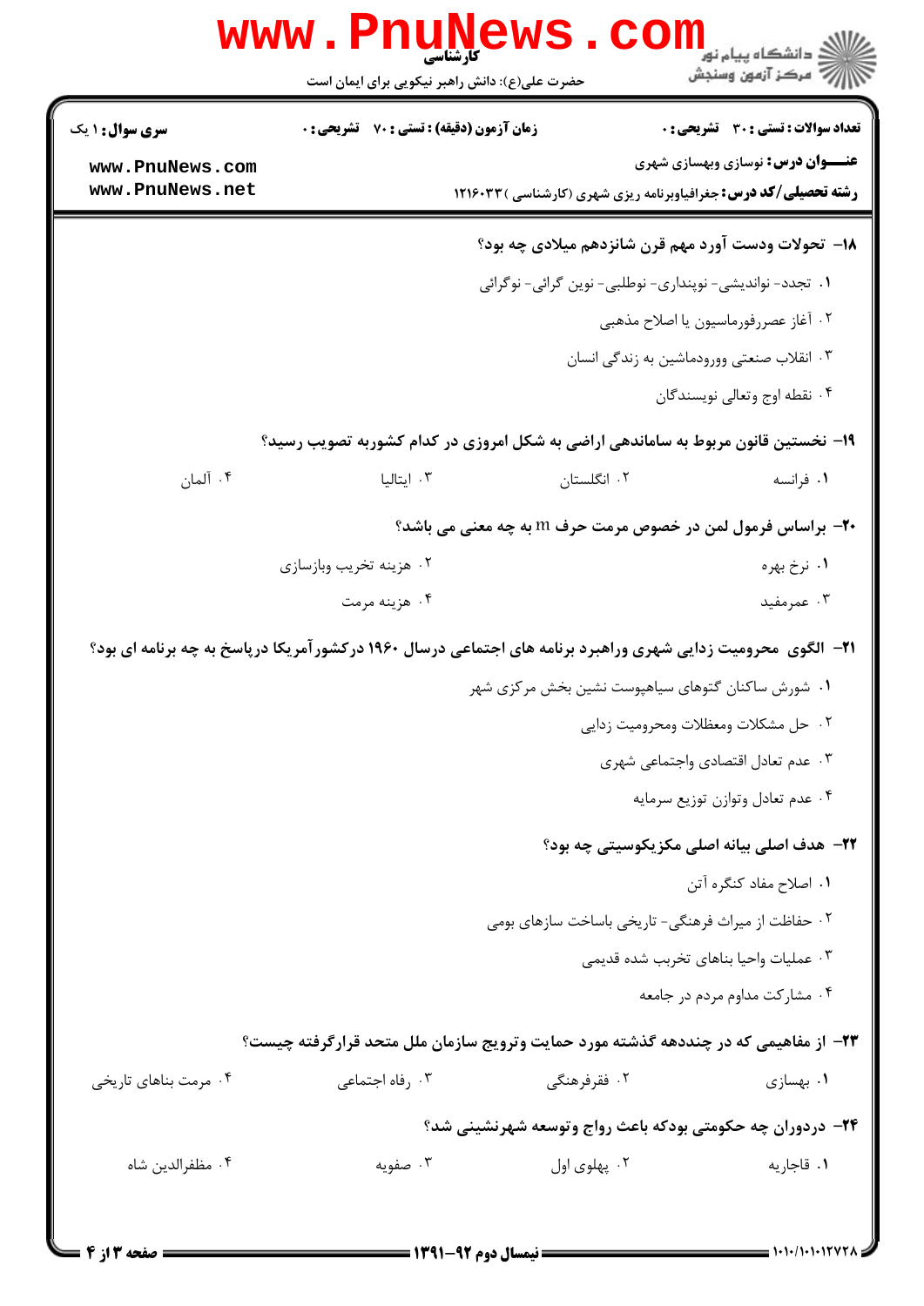**سری سوال:** ۱ یک | **زمان آزمون (دقیقه) : تستی :** ۷۰ **تشریحی :** ۰ | **تعداد سوالات : تستی :** ۳۰ **تشریحی :** ۰

**عنـــوان درس:** نوسازی وبهسازی شهری

**رشته تحصیلی/کد درس:** جغرافیاوبرنامه ریزی شهری (کارشناسی )۱۲۱۶۰۳۳

**۱۸-** تحولات ودست آورد مهم قرن شانزدهم میلادی چه بود؟

۱. تجدد- نواندیشی- نوپنداری- نوطلبی- نوین گرائی- نوگرائی

۲. آغاز عصررفورماسیون یا اصلاح مذهبی

۳. انقلاب صنعتی وورودماشین به زندگی انسان

۴. نقطه اوج وتعالی نویسندگان

**۱۹-** نخستین قانون مربوط به ساماندهی اراضی به شکل امروزی در کدام کشوربه تصویب رسید؟

۱. فرانسه  ۲. انگلستان  ۳. ایتالیا  ۴. آلمان

**۲۰-** براساس فرمول لمن در خصوص مرمت حرف m به چه معنی می باشد؟

۱. نرخ بهره  ۲. هزینه تخریب وبازسازی  ۳. عمرمفید  ۴. هزینه مرمت

**۲۱-** الگوی محرومیت زدایی شهری وراهبرد برنامه های اجتماعی درسال ۱۹۶۰ درکشورآمریکا درپاسخ به چه برنامه ای بود؟

۱. شورش ساکنان گتوهای سیاهپوست نشین بخش مرکزی شهر

۲. حل مشکلات ومعظلات ومحرومیت زدایی

۳. عدم تعادل اقتصادی واجتماعی شهری

۴. عدم تعادل وتوازن توزیع سرمایه

**۲۲-** هدف اصلی بیانه اصلی مکزیکوسیتی چه بود؟

۱. اصلاح مفاد کنگره آتن

۲. حفاظت از میراث فرهنگی- تاریخی باساخت سازهای بومی

۳. عملیات واحیا بناهای تخریب شده قدیمی

۴. مشارکت مداوم مردم در جامعه

**۲۳-** از مفاهیمی که در چنددهه گذشته مورد حمایت وترویج سازمان ملل متحد قرارگرفته چیست؟

۱. بهسازی  ۲. فقرفرهنگی  ۳. رفاه اجتماعی  ۴. مرمت بناهای تاریخی

**۲۴-** دردوران چه حکومتی بودکه باعث رواج وتوسعه شهرنشینی شد؟

۱. قاجاریه  ۲. پهلوی اول  ۳. صفویه  ۴. مظفرالدین شاه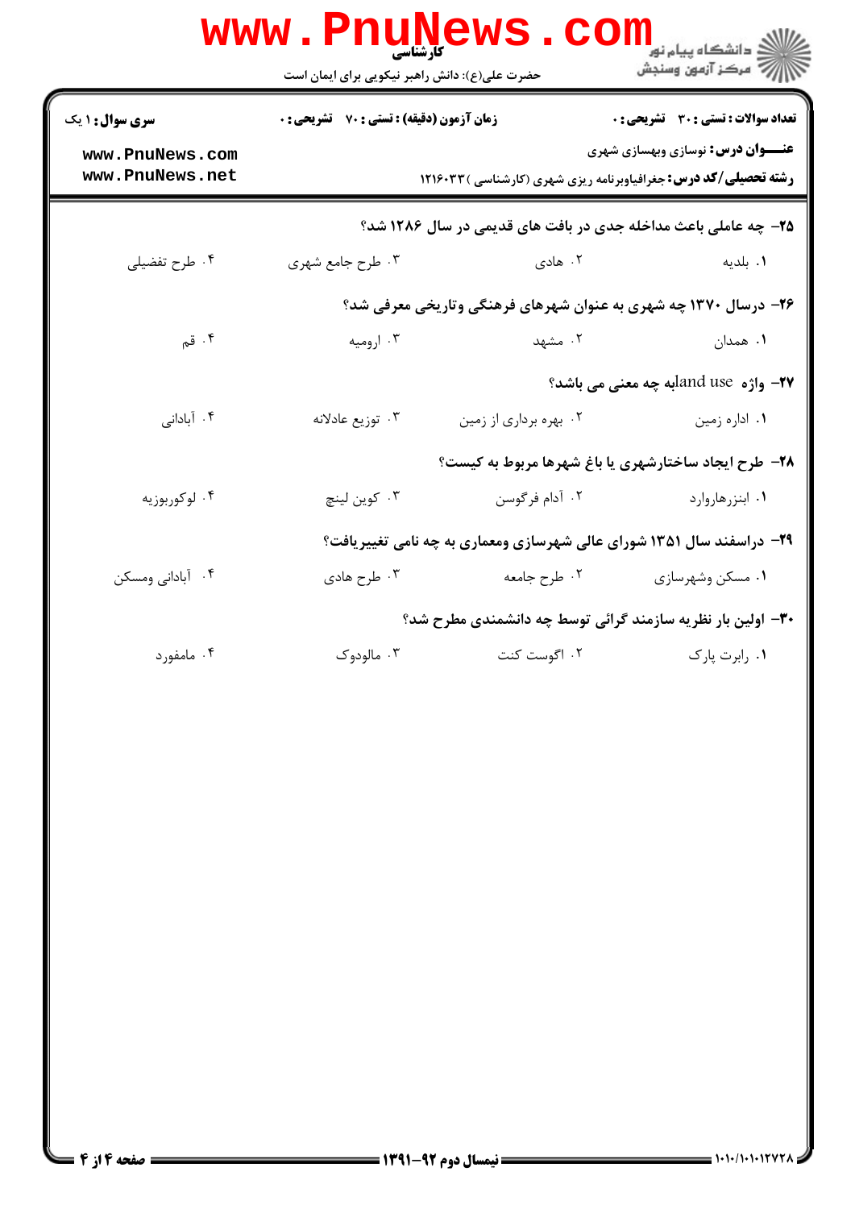**سری سوال:** ۱ یک

**زمان آزمون (دقیقه) : تستی : ۷۰ تشریحی : ۰**

**تعداد سوالات : تستی : ۳۰ تشریحی : ۰**

**عنـــوان درس:** نوسازی وبهسازی شهری

**رشته تحصیلی/کد درس:** جغرافیاوبرنامه ریزی شهری (کارشناسی )۱۲۱۶۰۳۳

**۲۵- چه عاملی باعث مداخله جدی در بافت های قدیمی در سال ۱۲۸۶ شد؟**

۱. بلدیه
۲. هادی
۳. طرح جامع شهری
۴. طرح تفضیلی

**۲۶- درسال ۱۳۷۰ چه شهری به عنوان شهرهای فرهنگی وتاریخی معرفی شد؟**

۱. همدان
۲. مشهد
۳. ارومیه
۴. قم

**۲۷- واژه land use به چه معنی می باشد؟**

۱. اداره زمین
۲. بهره برداری از زمین
۳. توزیع عادلانه
۴. آبادانی

**۲۸- طرح ایجاد ساختارشهری یا باغ شهرها مربوط به کیست؟**

۱. ابنزرهاروارد
۲. آدام فرگوسن
۳. کوین لینچ
۴. لوکوربوزیه

**۲۹- دراسفند سال ۱۳۵۱ شورای عالی شهرسازی ومعماری به چه نامی تغییریافت؟**

۱. مسکن وشهرسازی
۲. طرح جامعه
۳. طرح هادی
۴. آبادانی ومسکن

**۳۰- اولین بار نظریه سازمند گرائی توسط چه دانشمندی مطرح شد؟**

۱. رابرت پارک
۲. اگوست کنت
۳. مالودوک
۴. مامفورد